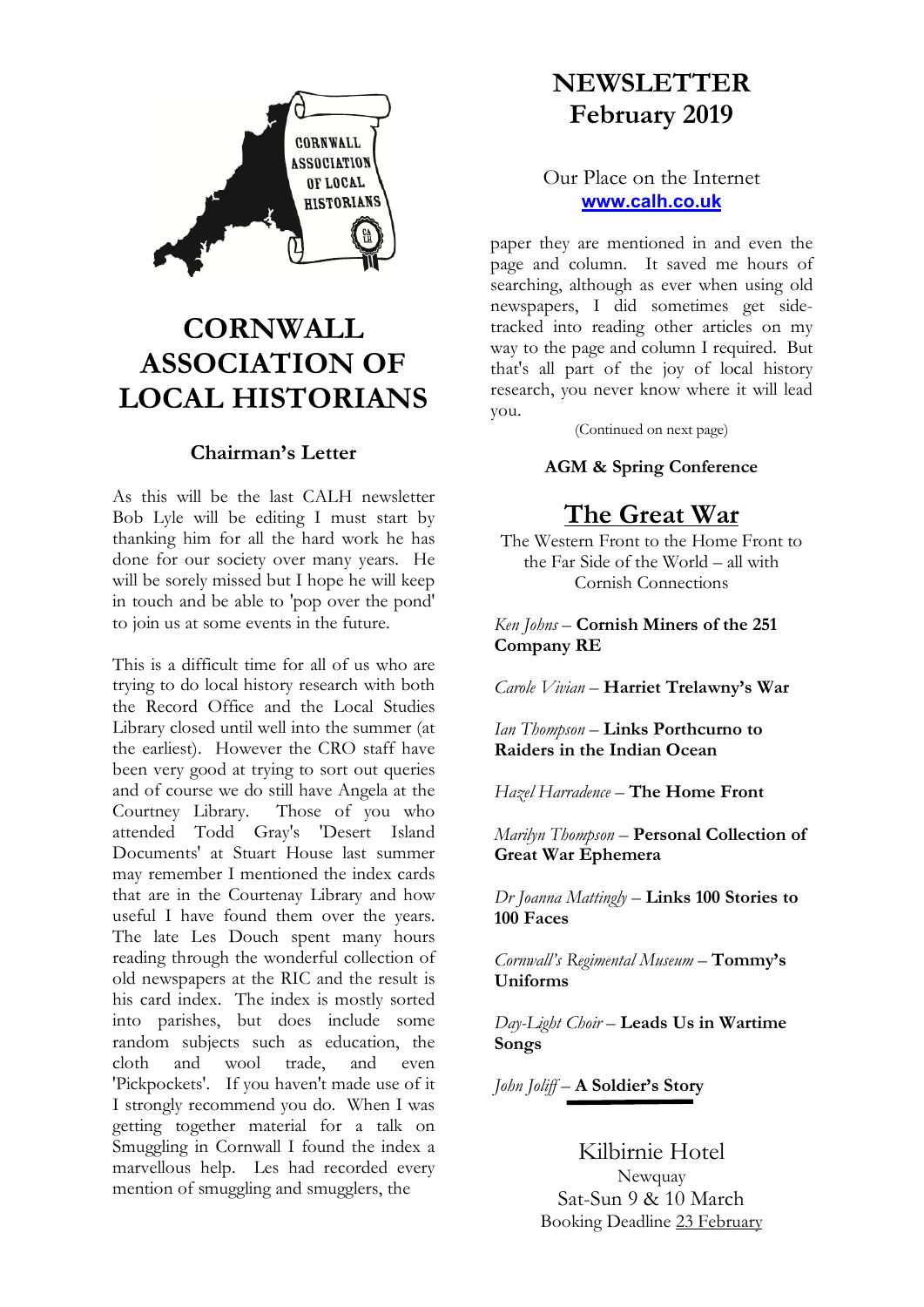# CORNWALL ASSOCIATION OF LOCAL HISTORIANS

## Chairman's Letter

As this will be the last CALH newsletter Bob Lyle will be editing I must start by thanking him for all the hard work he has done for our society over many years. He will be sorely missed but I hope he will keep in touch and be able to 'pop over the pond' to join us at some events in the future.

This is a difficult time for all of us who are trying to do local history research with both the Record Office and the Local Studies Library closed until well into the summer (at the earliest). However the CRO staff have been very good at trying to sort out queries and of course we do still have Angela at the Courtney Library. Those of you who attended Todd Gray's 'Desert Island Documents' at Stuart House last summer may remember I mentioned the index cards that are in the Courtenay Library and how useful I have found them over the years. The late Les Douch spent many hours reading through the wonderful collection of old newspapers at the RIC and the result is his card index. The index is mostly sorted into parishes, but does include some random subjects such as education, the cloth and wool trade, and even 'Pickpockets'. If you haven't made use of it I strongly recommend you do. When I was getting together material for a talk on Smuggling in Cornwall I found the index a marvellous help. Les had recorded every mention of smuggling and smugglers, the paper they are mentioned in and even the page and column. It saved me hours of searching, although as ever when using old newspapers, I did sometimes get side-tracked into reading other articles on my way to the page and column I required. But that's all part of the joy of local history research, you never know where it will lead you.

(Continued on next page)

# NEWSLETTER February 2019

Our Place on the Internet
**www.calh.co.uk**

**AGM & Spring Conference**

## The Great War

The Western Front to the Home Front to the Far Side of the World – all with Cornish Connections

*Ken Johns* – **Cornish Miners of the 251 Company RE**

*Carole Vivian* – **Harriet Trelawny's War**

*Ian Thompson* – **Links Porthcurno to Raiders in the Indian Ocean**

*Hazel Harradence* – **The Home Front**

*Marilyn Thompson* – **Personal Collection of Great War Ephemera**

*Dr Joanna Mattingly* – **Links 100 Stories to 100 Faces**

*Cornwall's Regimental Museum* – **Tommy's Uniforms**

*Day-Light Choir* – **Leads Us in Wartime Songs**

*John Joliff* – **A Soldier's Story**

Kilbirnie Hotel
Newquay
Sat-Sun 9 & 10 March
Booking Deadline 23 February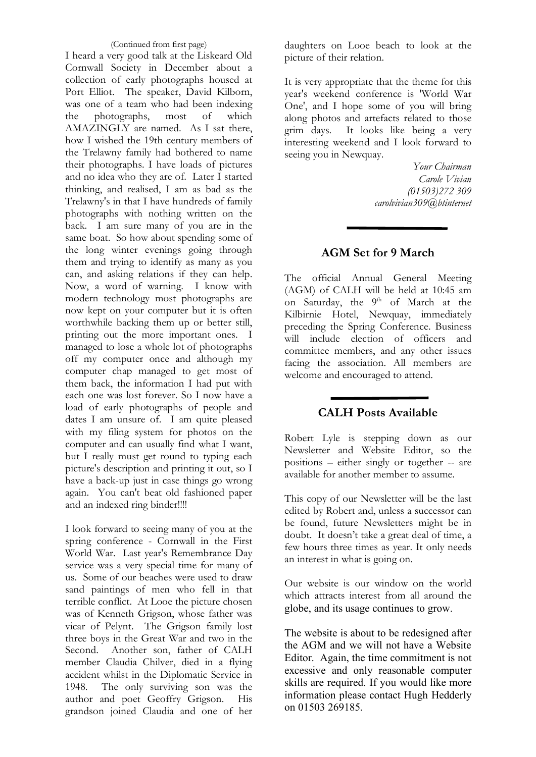(Continued from first page)

I heard a very good talk at the Liskeard Old Cornwall Society in December about a collection of early photographs housed at Port Elliot. The speaker, David Kilborn, was one of a team who had been indexing the photographs, most of which AMAZINGLY are named. As I sat there, how I wished the 19th century members of the Trelawny family had bothered to name their photographs. I have loads of pictures and no idea who they are of. Later I started thinking, and realised, I am as bad as the Trelawny's in that I have hundreds of family photographs with nothing written on the back. I am sure many of you are in the same boat. So how about spending some of the long winter evenings going through them and trying to identify as many as you can, and asking relations if they can help. Now, a word of warning. I know with modern technology most photographs are now kept on your computer but it is often worthwhile backing them up or better still, printing out the more important ones. I managed to lose a whole lot of photographs off my computer once and although my computer chap managed to get most of them back, the information I had put with each one was lost forever. So I now have a load of early photographs of people and dates I am unsure of. I am quite pleased with my filing system for photos on the computer and can usually find what I want, but I really must get round to typing each picture's description and printing it out, so I have a back-up just in case things go wrong again. You can't beat old fashioned paper and an indexed ring binder!!!!

I look forward to seeing many of you at the spring conference - Cornwall in the First World War. Last year's Remembrance Day service was a very special time for many of us. Some of our beaches were used to draw sand paintings of men who fell in that terrible conflict. At Looe the picture chosen was of Kenneth Grigson, whose father was vicar of Pelynt. The Grigson family lost three boys in the Great War and two in the Second. Another son, father of CALH member Claudia Chilver, died in a flying accident whilst in the Diplomatic Service in 1948. The only surviving son was the author and poet Geoffry Grigson. His grandson joined Claudia and one of her daughters on Looe beach to look at the picture of their relation.

It is very appropriate that the theme for this year's weekend conference is 'World War One', and I hope some of you will bring along photos and artefacts related to those grim days. It looks like being a very interesting weekend and I look forward to seeing you in Newquay.

*Your Chairman*
*Carole Vivian*
*(01503)272 309*
*carolvivian309@btinternet*

## AGM Set for 9 March

The official Annual General Meeting (AGM) of CALH will be held at 10:45 am on Saturday, the 9th of March at the Kilbirnie Hotel, Newquay, immediately preceding the Spring Conference. Business will include election of officers and committee members, and any other issues facing the association. All members are welcome and encouraged to attend.

## CALH Posts Available

Robert Lyle is stepping down as our Newsletter and Website Editor, so the positions – either singly or together -- are available for another member to assume.

This copy of our Newsletter will be the last edited by Robert and, unless a successor can be found, future Newsletters might be in doubt. It doesn't take a great deal of time, a few hours three times as year. It only needs an interest in what is going on.

Our website is our window on the world which attracts interest from all around the globe, and its usage continues to grow.

The website is about to be redesigned after the AGM and we will not have a Website Editor. Again, the time commitment is not excessive and only reasonable computer skills are required. If you would like more information please contact Hugh Hedderly on 01503 269185.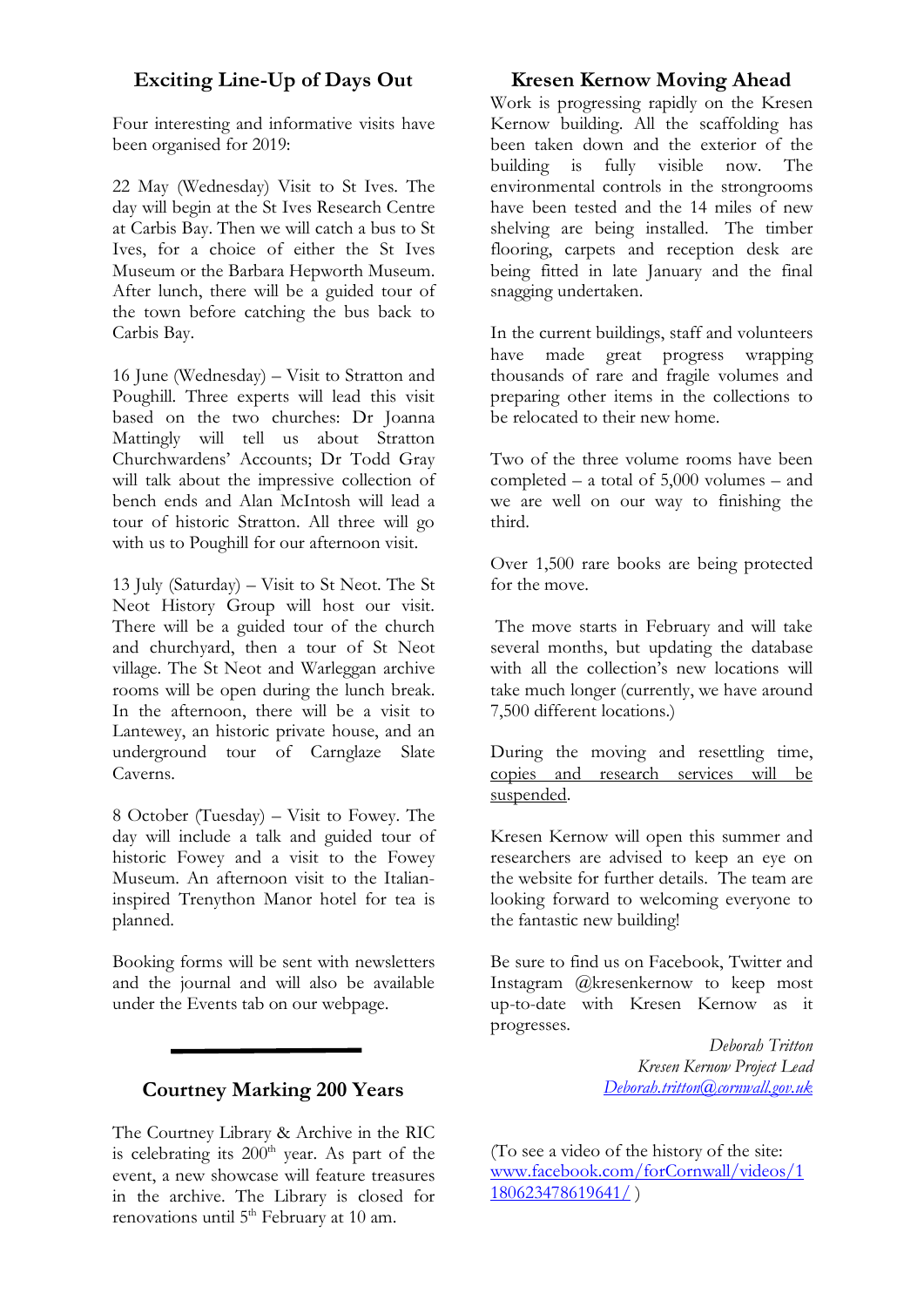## Exciting Line-Up of Days Out

Four interesting and informative visits have been organised for 2019:

22 May (Wednesday) Visit to St Ives. The day will begin at the St Ives Research Centre at Carbis Bay. Then we will catch a bus to St Ives, for a choice of either the St Ives Museum or the Barbara Hepworth Museum. After lunch, there will be a guided tour of the town before catching the bus back to Carbis Bay.

16 June (Wednesday) – Visit to Stratton and Poughill. Three experts will lead this visit based on the two churches: Dr Joanna Mattingly will tell us about Stratton Churchwardens' Accounts; Dr Todd Gray will talk about the impressive collection of bench ends and Alan McIntosh will lead a tour of historic Stratton. All three will go with us to Poughill for our afternoon visit.

13 July (Saturday) – Visit to St Neot. The St Neot History Group will host our visit. There will be a guided tour of the church and churchyard, then a tour of St Neot village. The St Neot and Warleggan archive rooms will be open during the lunch break. In the afternoon, there will be a visit to Lantewey, an historic private house, and an underground tour of Carnglaze Slate Caverns.

8 October (Tuesday) – Visit to Fowey. The day will include a talk and guided tour of historic Fowey and a visit to the Fowey Museum. An afternoon visit to the Italian-inspired Trenython Manor hotel for tea is planned.

Booking forms will be sent with newsletters and the journal and will also be available under the Events tab on our webpage.

---

## Courtney Marking 200 Years

The Courtney Library & Archive in the RIC is celebrating its 200th year. As part of the event, a new showcase will feature treasures in the archive. The Library is closed for renovations until 5th February at 10 am.

## Kresen Kernow Moving Ahead

Work is progressing rapidly on the Kresen Kernow building. All the scaffolding has been taken down and the exterior of the building is fully visible now. The environmental controls in the strongrooms have been tested and the 14 miles of new shelving are being installed. The timber flooring, carpets and reception desk are being fitted in late January and the final snagging undertaken.

In the current buildings, staff and volunteers have made great progress wrapping thousands of rare and fragile volumes and preparing other items in the collections to be relocated to their new home.

Two of the three volume rooms have been completed – a total of 5,000 volumes – and we are well on our way to finishing the third.

Over 1,500 rare books are being protected for the move.

The move starts in February and will take several months, but updating the database with all the collection's new locations will take much longer (currently, we have around 7,500 different locations.)

During the moving and resettling time, <u>copies and research services will be suspended</u>.

Kresen Kernow will open this summer and researchers are advised to keep an eye on the website for further details. The team are looking forward to welcoming everyone to the fantastic new building!

Be sure to find us on Facebook, Twitter and Instagram @kresenkernow to keep most up-to-date with Kresen Kernow as it progresses.

*Deborah Tritton*
*Kresen Kernow Project Lead*
*Deborah.tritton@cornwall.gov.uk*

(To see a video of the history of the site: www.facebook.com/forCornwall/videos/1180623478619641/ )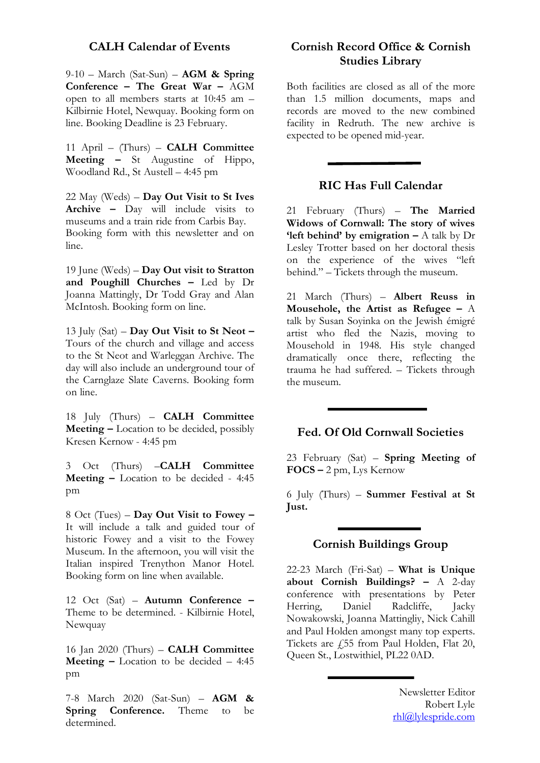## CALH Calendar of Events

9-10 – March (Sat-Sun) – **AGM & Spring Conference – The Great War –** AGM open to all members starts at 10:45 am – Kilbirnie Hotel, Newquay. Booking form on line. Booking Deadline is 23 February.

11 April – (Thurs) – **CALH Committee Meeting –** St Augustine of Hippo, Woodland Rd., St Austell – 4:45 pm

22 May (Weds) – **Day Out Visit to St Ives Archive –** Day will include visits to museums and a train ride from Carbis Bay. Booking form with this newsletter and on line.

19 June (Weds) – **Day Out visit to Stratton and Poughill Churches –** Led by Dr Joanna Mattingly, Dr Todd Gray and Alan McIntosh. Booking form on line.

13 July (Sat) – **Day Out Visit to St Neot –** Tours of the church and village and access to the St Neot and Warleggan Archive. The day will also include an underground tour of the Carnglaze Slate Caverns. Booking form on line.

18 July (Thurs) – **CALH Committee Meeting –** Location to be decided, possibly Kresen Kernow - 4:45 pm

3 Oct (Thurs) –**CALH Committee Meeting –** Location to be decided - 4:45 pm

8 Oct (Tues) – **Day Out Visit to Fowey –** It will include a talk and guided tour of historic Fowey and a visit to the Fowey Museum. In the afternoon, you will visit the Italian inspired Trenython Manor Hotel. Booking form on line when available.

12 Oct (Sat) – **Autumn Conference –** Theme to be determined. - Kilbirnie Hotel, Newquay

16 Jan 2020 (Thurs) – **CALH Committee Meeting –** Location to be decided – 4:45 pm

7-8 March 2020 (Sat-Sun) – **AGM & Spring Conference.** Theme to be determined.

## Cornish Record Office & Cornish Studies Library

Both facilities are closed as all of the more than 1.5 million documents, maps and records are moved to the new combined facility in Redruth. The new archive is expected to be opened mid-year.

## RIC Has Full Calendar

21 February (Thurs) – **The Married Widows of Cornwall: The story of wives 'left behind' by emigration –** A talk by Dr Lesley Trotter based on her doctoral thesis on the experience of the wives "left behind." – Tickets through the museum.

21 March (Thurs) – **Albert Reuss in Mousehole, the Artist as Refugee –** A talk by Susan Soyinka on the Jewish émigré artist who fled the Nazis, moving to Mousehold in 1948. His style changed dramatically once there, reflecting the trauma he had suffered. – Tickets through the museum.

## Fed. Of Old Cornwall Societies

23 February (Sat) – **Spring Meeting of FOCS –** 2 pm, Lys Kernow

6 July (Thurs) – **Summer Festival at St Just.**

## Cornish Buildings Group

22-23 March (Fri-Sat) – **What is Unique about Cornish Buildings? –** A 2-day conference with presentations by Peter Herring, Daniel Radcliffe, Jacky Nowakowski, Joanna Mattingliy, Nick Cahill and Paul Holden amongst many top experts. Tickets are £55 from Paul Holden, Flat 20, Queen St., Lostwithiel, PL22 0AD.

Newsletter Editor
Robert Lyle
rhl@lylespride.com